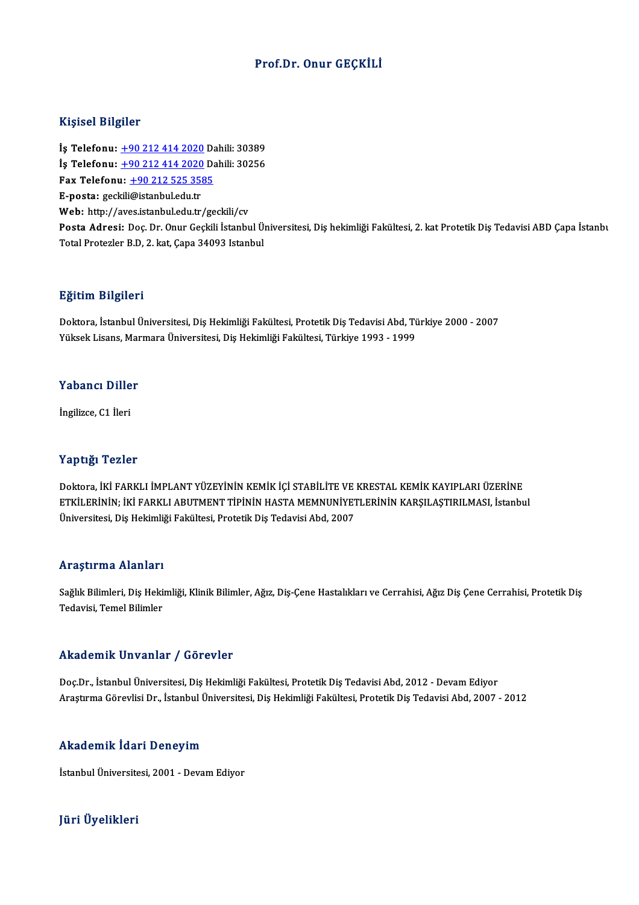# Prof.Dr. Onur GEÇKİLİ

## Kişisel Bilgiler

**İş Telefonu:** +90 212 414 2020 Dahili: 30389
**İş Telefonu:** +90 212 414 2020 Dahili: 30256
**Fax Telefonu:** +90 212 525 3585
**E-posta:** geckili@istanbul.edu.tr
**Web:** http://aves.istanbul.edu.tr/geckili/cv
**Posta Adresi:** Doç. Dr. Onur Geçkili İstanbul Üniversitesi, Diş hekimliği Fakültesi, 2. kat Protetik Diş Tedavisi ABD Çapa İstanbu Total Protezler B.D, 2. kat, Çapa 34093 Istanbul

## Eğitim Bilgileri

Doktora, İstanbul Üniversitesi, Diş Hekimliği Fakültesi, Protetik Diş Tedavisi Abd, Türkiye 2000 - 2007
Yüksek Lisans, Marmara Üniversitesi, Diş Hekimliği Fakültesi, Türkiye 1993 - 1999

## Yabancı Diller

İngilizce, C1 İleri

## Yaptığı Tezler

Doktora, İKİ FARKLI İMPLANT YÜZEYİNİN KEMİK İÇİ STABİLİTE VE KRESTAL KEMİK KAYIPLARI ÜZERİNE ETKİLERİNİN; İKİ FARKLI ABUTMENT TİPİNİN HASTA MEMNUNİYETLERİNİN KARŞILAŞTIRILMASI, İstanbul Üniversitesi, Diş Hekimliği Fakültesi, Protetik Diş Tedavisi Abd, 2007

## Araştırma Alanları

Sağlık Bilimleri, Diş Hekimliği, Klinik Bilimler, Ağız, Diş-Çene Hastalıkları ve Cerrahisi, Ağız Diş Çene Cerrahisi, Protetik Diş Tedavisi, Temel Bilimler

## Akademik Unvanlar / Görevler

Doç.Dr., İstanbul Üniversitesi, Diş Hekimliği Fakültesi, Protetik Diş Tedavisi Abd, 2012 - Devam Ediyor
Araştırma Görevlisi Dr., İstanbul Üniversitesi, Diş Hekimliği Fakültesi, Protetik Diş Tedavisi Abd, 2007 - 2012

## Akademik İdari Deneyim

İstanbul Üniversitesi, 2001 - Devam Ediyor

## Jüri Üyelikleri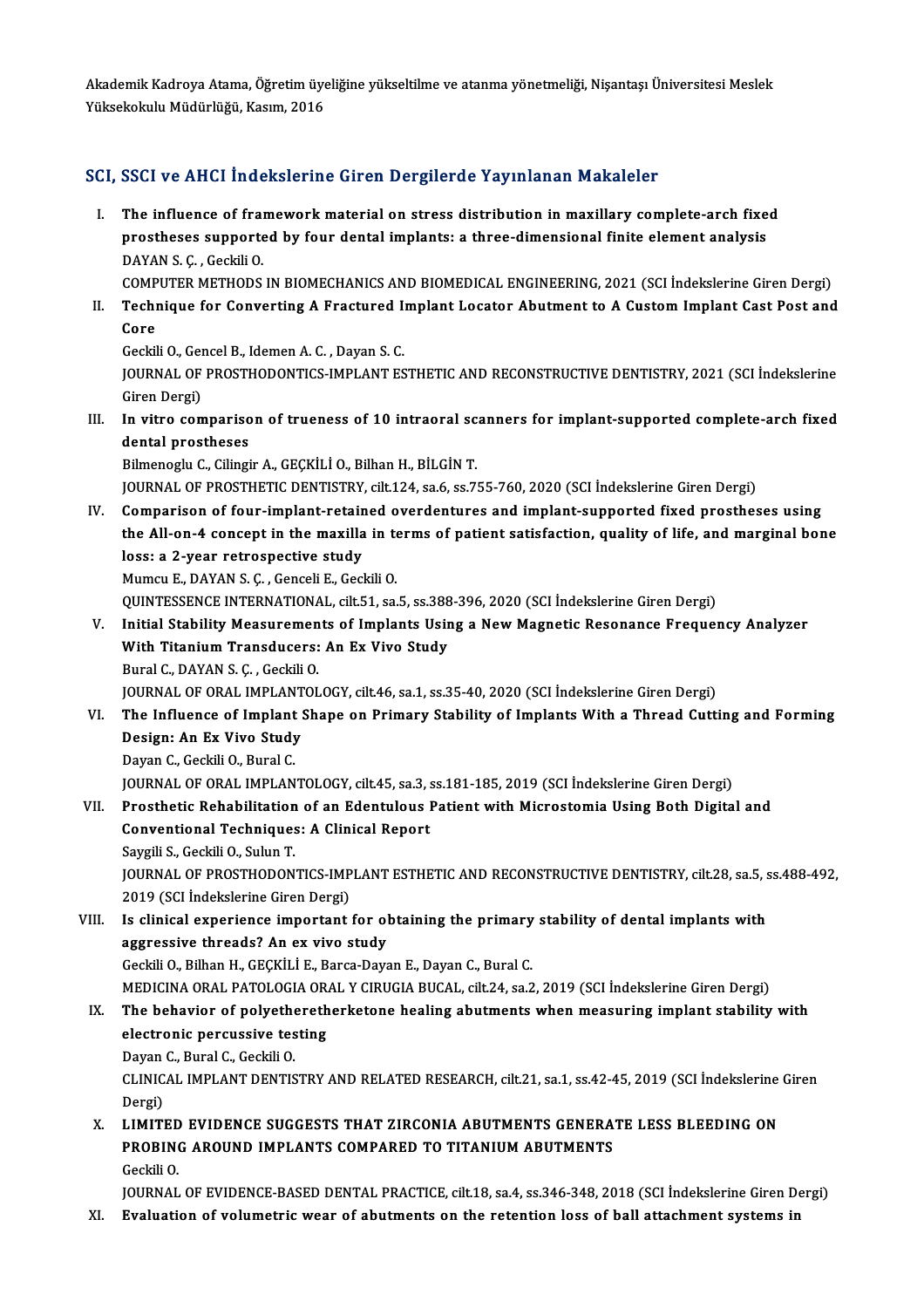Akademik Kadroya Atama, Öğretim üyeliğine yükseltilme ve atanma yönetmeliği, Nişantaşı Üniversitesi Meslek Yüksekokulu Müdürlüğü, Kasım, 2016

## SCI, SSCI ve AHCI İndekslerine Giren Dergilerde Yayınlanan Makaleler

I. **The influence of framework material on stress distribution in maxillary complete-arch fixed prostheses supported by four dental implants: a three-dimensional finite element analysis**
DAYAN S. Ç. , Geckili O.
COMPUTER METHODS IN BIOMECHANICS AND BIOMEDICAL ENGINEERING, 2021 (SCI İndekslerine Giren Dergi)

II. **Technique for Converting A Fractured Implant Locator Abutment to A Custom Implant Cast Post and Core**
Geckili O., Gencel B., Idemen A. C. , Dayan S. C.
JOURNAL OF PROSTHODONTICS-IMPLANT ESTHETIC AND RECONSTRUCTIVE DENTISTRY, 2021 (SCI İndekslerine Giren Dergi)

III. **In vitro comparison of trueness of 10 intraoral scanners for implant-supported complete-arch fixed dental prostheses**
Bilmenoglu C., Cilingir A., GEÇKİLİ O., Bilhan H., BİLGİN T.
JOURNAL OF PROSTHETIC DENTISTRY, cilt.124, sa.6, ss.755-760, 2020 (SCI İndekslerine Giren Dergi)

IV. **Comparison of four-implant-retained overdentures and implant-supported fixed prostheses using the All-on-4 concept in the maxilla in terms of patient satisfaction, quality of life, and marginal bone loss: a 2-year retrospective study**
Mumcu E., DAYAN S. Ç. , Genceli E., Geckili O.
QUINTESSENCE INTERNATIONAL, cilt.51, sa.5, ss.388-396, 2020 (SCI İndekslerine Giren Dergi)

V. **Initial Stability Measurements of Implants Using a New Magnetic Resonance Frequency Analyzer With Titanium Transducers: An Ex Vivo Study**
Bural C., DAYAN S. Ç. , Geckili O.
JOURNAL OF ORAL IMPLANTOLOGY, cilt.46, sa.1, ss.35-40, 2020 (SCI İndekslerine Giren Dergi)

VI. **The Influence of Implant Shape on Primary Stability of Implants With a Thread Cutting and Forming Design: An Ex Vivo Study**
Dayan C., Geckili O., Bural C.
JOURNAL OF ORAL IMPLANTOLOGY, cilt.45, sa.3, ss.181-185, 2019 (SCI İndekslerine Giren Dergi)

VII. **Prosthetic Rehabilitation of an Edentulous Patient with Microstomia Using Both Digital and Conventional Techniques: A Clinical Report**
Saygili S., Geckili O., Sulun T.
JOURNAL OF PROSTHODONTICS-IMPLANT ESTHETIC AND RECONSTRUCTIVE DENTISTRY, cilt.28, sa.5, ss.488-492, 2019 (SCI İndekslerine Giren Dergi)

VIII. **Is clinical experience important for obtaining the primary stability of dental implants with aggressive threads? An ex vivo study**
Geckili O., Bilhan H., GEÇKİLİ E., Barca-Dayan E., Dayan C., Bural C.
MEDICINA ORAL PATOLOGIA ORAL Y CIRUGIA BUCAL, cilt.24, sa.2, 2019 (SCI İndekslerine Giren Dergi)

IX. **The behavior of polyetheretherketone healing abutments when measuring implant stability with electronic percussive testing**
Dayan C., Bural C., Geckili O.
CLINICAL IMPLANT DENTISTRY AND RELATED RESEARCH, cilt.21, sa.1, ss.42-45, 2019 (SCI İndekslerine Giren Dergi)

X. **LIMITED EVIDENCE SUGGESTS THAT ZIRCONIA ABUTMENTS GENERATE LESS BLEEDING ON PROBING AROUND IMPLANTS COMPARED TO TITANIUM ABUTMENTS**
Geckili O.
JOURNAL OF EVIDENCE-BASED DENTAL PRACTICE, cilt.18, sa.4, ss.346-348, 2018 (SCI İndekslerine Giren Dergi)

XI. **Evaluation of volumetric wear of abutments on the retention loss of ball attachment systems in**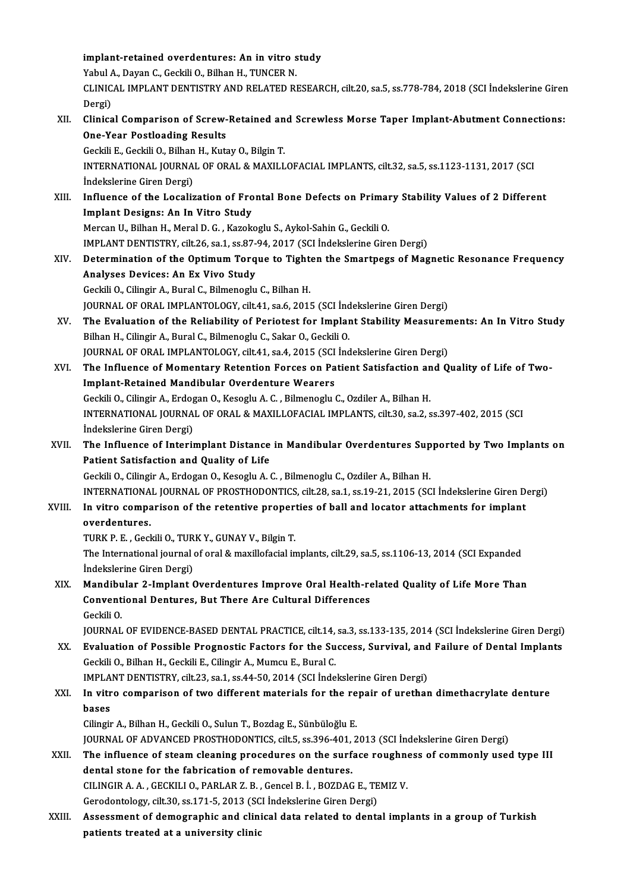**implant-retained overdentures: An in vitro study**
Yabul A., Dayan C., Geckili O., Bilhan H., TUNCER N.
CLINICAL IMPLANT DENTISTRY AND RELATED RESEARCH, cilt.20, sa.5, ss.778-784, 2018 (SCI İndekslerine Giren Dergi)

XII. **Clinical Comparison of Screw-Retained and Screwless Morse Taper Implant-Abutment Connections: One-Year Postloading Results**
Geckili E., Geckili O., Bilhan H., Kutay O., Bilgin T.
INTERNATIONAL JOURNAL OF ORAL & MAXILLOFACIAL IMPLANTS, cilt.32, sa.5, ss.1123-1131, 2017 (SCI İndekslerine Giren Dergi)

XIII. **Influence of the Localization of Frontal Bone Defects on Primary Stability Values of 2 Different Implant Designs: An In Vitro Study**
Mercan U., Bilhan H., Meral D. G. , Kazokoglu S., Aykol-Sahin G., Geckili O.
IMPLANT DENTISTRY, cilt.26, sa.1, ss.87-94, 2017 (SCI İndekslerine Giren Dergi)

XIV. **Determination of the Optimum Torque to Tighten the Smartpegs of Magnetic Resonance Frequency Analyses Devices: An Ex Vivo Study**
Geckili O., Cilingir A., Bural C., Bilmenoglu C., Bilhan H.
JOURNAL OF ORAL IMPLANTOLOGY, cilt.41, sa.6, 2015 (SCI İndekslerine Giren Dergi)

XV. **The Evaluation of the Reliability of Periotest for Implant Stability Measurements: An In Vitro Study**
Bilhan H., Cilingir A., Bural C., Bilmenoglu C., Sakar O., Geckili O.
JOURNAL OF ORAL IMPLANTOLOGY, cilt.41, sa.4, 2015 (SCI İndekslerine Giren Dergi)

XVI. **The Influence of Momentary Retention Forces on Patient Satisfaction and Quality of Life of Two-Implant-Retained Mandibular Overdenture Wearers**
Geckili O., Cilingir A., Erdogan O., Kesoglu A. C. , Bilmenoglu C., Ozdiler A., Bilhan H.
INTERNATIONAL JOURNAL OF ORAL & MAXILLOFACIAL IMPLANTS, cilt.30, sa.2, ss.397-402, 2015 (SCI İndekslerine Giren Dergi)

XVII. **The Influence of Interimplant Distance in Mandibular Overdentures Supported by Two Implants on Patient Satisfaction and Quality of Life**
Geckili O., Cilingir A., Erdogan O., Kesoglu A. C. , Bilmenoglu C., Ozdiler A., Bilhan H.
INTERNATIONAL JOURNAL OF PROSTHODONTICS, cilt.28, sa.1, ss.19-21, 2015 (SCI İndekslerine Giren Dergi)

XVIII. **In vitro comparison of the retentive properties of ball and locator attachments for implant overdentures.**
TURK P. E. , Geckili O., TURK Y., GUNAY V., Bilgin T.
The International journal of oral & maxillofacial implants, cilt.29, sa.5, ss.1106-13, 2014 (SCI Expanded İndekslerine Giren Dergi)

XIX. **Mandibular 2-Implant Overdentures Improve Oral Health-related Quality of Life More Than Conventional Dentures, But There Are Cultural Differences**
Geckili O.
JOURNAL OF EVIDENCE-BASED DENTAL PRACTICE, cilt.14, sa.3, ss.133-135, 2014 (SCI İndekslerine Giren Dergi)

XX. **Evaluation of Possible Prognostic Factors for the Success, Survival, and Failure of Dental Implants**
Geckili O., Bilhan H., Geckili E., Cilingir A., Mumcu E., Bural C.
IMPLANT DENTISTRY, cilt.23, sa.1, ss.44-50, 2014 (SCI İndekslerine Giren Dergi)

XXI. **In vitro comparison of two different materials for the repair of urethan dimethacrylate denture bases**
Cilingir A., Bilhan H., Geckili O., Sulun T., Bozdag E., Sünbüloğlu E.
JOURNAL OF ADVANCED PROSTHODONTICS, cilt.5, ss.396-401, 2013 (SCI İndekslerine Giren Dergi)

XXII. **The influence of steam cleaning procedures on the surface roughness of commonly used type III dental stone for the fabrication of removable dentures.**
CILINGIR A. A. , GECKILI O., PARLAR Z. B. , Gencel B. İ. , BOZDAG E., TEMIZ V.
Gerodontology, cilt.30, ss.171-5, 2013 (SCI İndekslerine Giren Dergi)

XXIII. **Assessment of demographic and clinical data related to dental implants in a group of Turkish patients treated at a university clinic**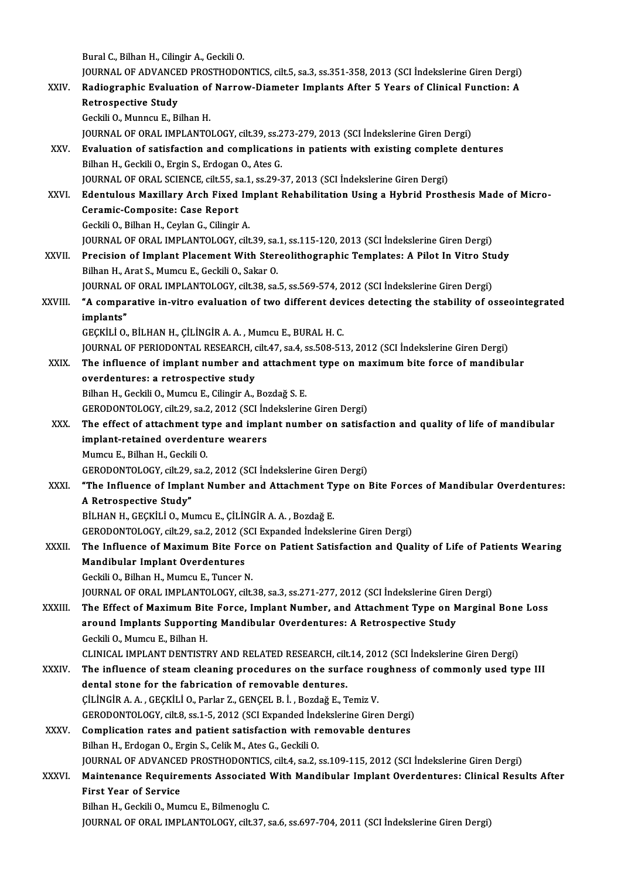Bural C., Bilhan H., Cilingir A., Geckili O.
JOURNAL OF ADVANCED PROSTHODONTICS, cilt.5, sa.3, ss.351-358, 2013 (SCI İndekslerine Giren Dergi)

XXIV. **Radiographic Evaluation of Narrow-Diameter Implants After 5 Years of Clinical Function: A Retrospective Study**
Geckili O., Munncu E., Bilhan H.
JOURNAL OF ORAL IMPLANTOLOGY, cilt.39, ss.273-279, 2013 (SCI İndekslerine Giren Dergi)

XXV. **Evaluation of satisfaction and complications in patients with existing complete dentures**
Bilhan H., Geckili O., Ergin S., Erdogan O., Ates G.
JOURNAL OF ORAL SCIENCE, cilt.55, sa.1, ss.29-37, 2013 (SCI İndekslerine Giren Dergi)

XXVI. **Edentulous Maxillary Arch Fixed Implant Rehabilitation Using a Hybrid Prosthesis Made of Micro-Ceramic-Composite: Case Report**
Geckili O., Bilhan H., Ceylan G., Cilingir A.
JOURNAL OF ORAL IMPLANTOLOGY, cilt.39, sa.1, ss.115-120, 2013 (SCI İndekslerine Giren Dergi)

XXVII. **Precision of Implant Placement With Stereolithographic Templates: A Pilot In Vitro Study**
Bilhan H., Arat S., Mumcu E., Geckili O., Sakar O.
JOURNAL OF ORAL IMPLANTOLOGY, cilt.38, sa.5, ss.569-574, 2012 (SCI İndekslerine Giren Dergi)

XXVIII. **"A comparative in-vitro evaluation of two different devices detecting the stability of osseointegrated implants"**
GEÇKİLİ O., BİLHAN H., ÇİLİNGİR A. A. , Mumcu E., BURAL H. C.
JOURNAL OF PERIODONTAL RESEARCH, cilt.47, sa.4, ss.508-513, 2012 (SCI İndekslerine Giren Dergi)

XXIX. **The influence of implant number and attachment type on maximum bite force of mandibular overdentures: a retrospective study**
Bilhan H., Geckili O., Mumcu E., Cilingir A., Bozdağ S. E.
GERODONTOLOGY, cilt.29, sa.2, 2012 (SCI İndekslerine Giren Dergi)

XXX. **The effect of attachment type and implant number on satisfaction and quality of life of mandibular implant-retained overdenture wearers**
Mumcu E., Bilhan H., Geckili O.
GERODONTOLOGY, cilt.29, sa.2, 2012 (SCI İndekslerine Giren Dergi)

XXXI. **"The Influence of Implant Number and Attachment Type on Bite Forces of Mandibular Overdentures: A Retrospective Study"**
BİLHAN H., GEÇKİLİ O., Mumcu E., ÇİLİNGİR A. A. , Bozdağ E.
GERODONTOLOGY, cilt.29, sa.2, 2012 (SCI Expanded İndekslerine Giren Dergi)

XXXII. **The Influence of Maximum Bite Force on Patient Satisfaction and Quality of Life of Patients Wearing Mandibular Implant Overdentures**
Geckili O., Bilhan H., Mumcu E., Tuncer N.
JOURNAL OF ORAL IMPLANTOLOGY, cilt.38, sa.3, ss.271-277, 2012 (SCI İndekslerine Giren Dergi)

XXXIII. **The Effect of Maximum Bite Force, Implant Number, and Attachment Type on Marginal Bone Loss around Implants Supporting Mandibular Overdentures: A Retrospective Study**
Geckili O., Mumcu E., Bilhan H.
CLINICAL IMPLANT DENTISTRY AND RELATED RESEARCH, cilt.14, 2012 (SCI İndekslerine Giren Dergi)

XXXIV. **The influence of steam cleaning procedures on the surface roughness of commonly used type III dental stone for the fabrication of removable dentures.**
ÇİLİNGİR A. A. , GEÇKİLİ O., Parlar Z., GENÇEL B. İ. , Bozdağ E., Temiz V.
GERODONTOLOGY, cilt.8, ss.1-5, 2012 (SCI Expanded İndekslerine Giren Dergi)

XXXV. **Complication rates and patient satisfaction with removable dentures**
Bilhan H., Erdogan O., Ergin S., Celik M., Ates G., Geckili O.
JOURNAL OF ADVANCED PROSTHODONTICS, cilt.4, sa.2, ss.109-115, 2012 (SCI İndekslerine Giren Dergi)

XXXVI. **Maintenance Requirements Associated With Mandibular Implant Overdentures: Clinical Results After First Year of Service**
Bilhan H., Geckili O., Mumcu E., Bilmenoglu C.
JOURNAL OF ORAL IMPLANTOLOGY, cilt.37, sa.6, ss.697-704, 2011 (SCI İndekslerine Giren Dergi)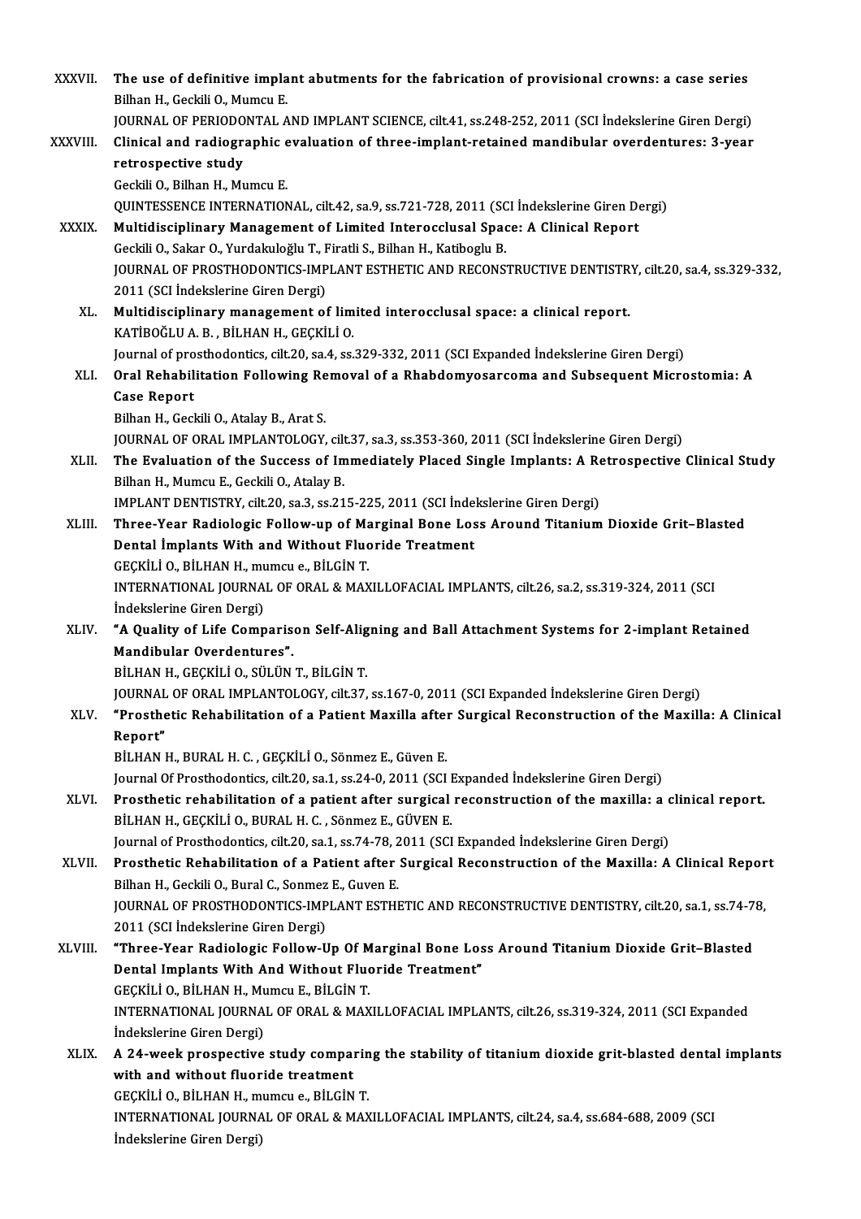XXXVII. **The use of definitive implant abutments for the fabrication of provisional crowns: a case series**
Bilhan H., Geckili O., Mumcu E.
JOURNAL OF PERIODONTAL AND IMPLANT SCIENCE, cilt.41, ss.248-252, 2011 (SCI İndekslerine Giren Dergi)

XXXVIII. **Clinical and radiographic evaluation of three-implant-retained mandibular overdentures: 3-year retrospective study**
Geckili O., Bilhan H., Mumcu E.
QUINTESSENCE INTERNATIONAL, cilt.42, sa.9, ss.721-728, 2011 (SCI İndekslerine Giren Dergi)

XXXIX. **Multidisciplinary Management of Limited Interocclusal Space: A Clinical Report**
Geckili O., Sakar O., Yurdakuloğlu T., Firatli S., Bilhan H., Katiboglu B.
JOURNAL OF PROSTHODONTICS-IMPLANT ESTHETIC AND RECONSTRUCTIVE DENTISTRY, cilt.20, sa.4, ss.329-332, 2011 (SCI İndekslerine Giren Dergi)

XL. **Multidisciplinary management of limited interocclusal space: a clinical report.**
KATİBOĞLU A. B. , BİLHAN H., GEÇKİLİ O.
Journal of prosthodontics, cilt.20, sa.4, ss.329-332, 2011 (SCI Expanded İndekslerine Giren Dergi)

XLI. **Oral Rehabilitation Following Removal of a Rhabdomyosarcoma and Subsequent Microstomia: A Case Report**
Bilhan H., Geckili O., Atalay B., Arat S.
JOURNAL OF ORAL IMPLANTOLOGY, cilt.37, sa.3, ss.353-360, 2011 (SCI İndekslerine Giren Dergi)

XLII. **The Evaluation of the Success of Immediately Placed Single Implants: A Retrospective Clinical Study**
Bilhan H., Mumcu E., Geckili O., Atalay B.
IMPLANT DENTISTRY, cilt.20, sa.3, ss.215-225, 2011 (SCI İndekslerine Giren Dergi)

XLIII. **Three-Year Radiologic Follow-up of Marginal Bone Loss Around Titanium Dioxide Grit–Blasted Dental İmplants With and Without Fluoride Treatment**
GEÇKİLİ O., BİLHAN H., mumcu e., BİLGİN T.
INTERNATIONAL JOURNAL OF ORAL & MAXILLOFACIAL IMPLANTS, cilt.26, sa.2, ss.319-324, 2011 (SCI İndekslerine Giren Dergi)

XLIV. **"A Quality of Life Comparison Self-Aligning and Ball Attachment Systems for 2-implant Retained Mandibular Overdentures".**
BİLHAN H., GEÇKİLİ O., SÜLÜN T., BİLGİN T.
JOURNAL OF ORAL IMPLANTOLOGY, cilt.37, ss.167-0, 2011 (SCI Expanded İndekslerine Giren Dergi)

XLV. **"Prosthetic Rehabilitation of a Patient Maxilla after Surgical Reconstruction of the Maxilla: A Clinical Report"**
BİLHAN H., BURAL H. C. , GEÇKİLİ O., Sönmez E., Güven E.
Journal Of Prosthodontics, cilt.20, sa.1, ss.24-0, 2011 (SCI Expanded İndekslerine Giren Dergi)

XLVI. **Prosthetic rehabilitation of a patient after surgical reconstruction of the maxilla: a clinical report.**
BİLHAN H., GEÇKİLİ O., BURAL H. C. , Sönmez E., GÜVEN E.
Journal of Prosthodontics, cilt.20, sa.1, ss.74-78, 2011 (SCI Expanded İndekslerine Giren Dergi)

XLVII. **Prosthetic Rehabilitation of a Patient after Surgical Reconstruction of the Maxilla: A Clinical Report**
Bilhan H., Geckili O., Bural C., Sonmez E., Guven E.
JOURNAL OF PROSTHODONTICS-IMPLANT ESTHETIC AND RECONSTRUCTIVE DENTISTRY, cilt.20, sa.1, ss.74-78, 2011 (SCI İndekslerine Giren Dergi)

XLVIII. **"Three-Year Radiologic Follow-Up Of Marginal Bone Loss Around Titanium Dioxide Grit–Blasted Dental Implants With And Without Fluoride Treatment"**
GEÇKİLİ O., BİLHAN H., Mumcu E., BİLGİN T.
INTERNATIONAL JOURNAL OF ORAL & MAXILLOFACIAL IMPLANTS, cilt.26, ss.319-324, 2011 (SCI Expanded İndekslerine Giren Dergi)

XLIX. **A 24-week prospective study comparing the stability of titanium dioxide grit-blasted dental implants with and without fluoride treatment**
GEÇKİLİ O., BİLHAN H., mumcu e., BİLGİN T.
INTERNATIONAL JOURNAL OF ORAL & MAXILLOFACIAL IMPLANTS, cilt.24, sa.4, ss.684-688, 2009 (SCI İndekslerine Giren Dergi)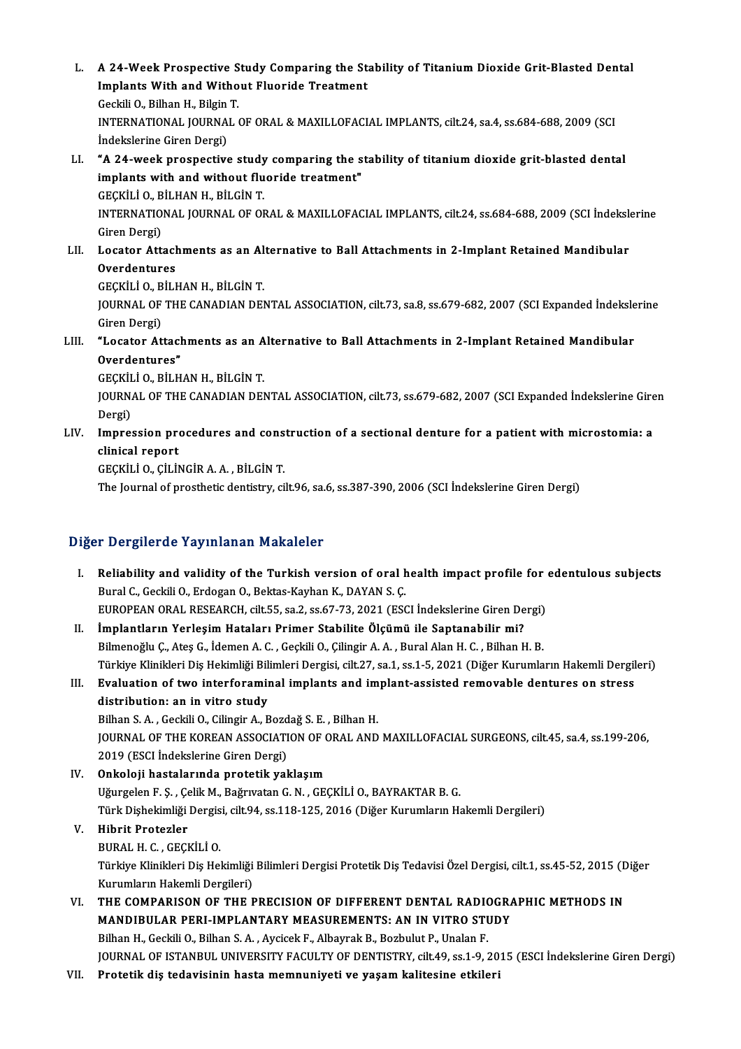L. **A 24-Week Prospective Study Comparing the Stability of Titanium Dioxide Grit-Blasted Dental Implants With and Without Fluoride Treatment**
Geckili O., Bilhan H., Bilgin T.
INTERNATIONAL JOURNAL OF ORAL & MAXILLOFACIAL IMPLANTS, cilt.24, sa.4, ss.684-688, 2009 (SCI İndekslerine Giren Dergi)

LI. **"A 24-week prospective study comparing the stability of titanium dioxide grit-blasted dental implants with and without fluoride treatment"**
GEÇKİLİ O., BİLHAN H., BİLGİN T.
INTERNATIONAL JOURNAL OF ORAL & MAXILLOFACIAL IMPLANTS, cilt.24, ss.684-688, 2009 (SCI İndekslerine Giren Dergi)

LII. **Locator Attachments as an Alternative to Ball Attachments in 2-Implant Retained Mandibular Overdentures**
GEÇKİLİ O., BİLHAN H., BİLGİN T.
JOURNAL OF THE CANADIAN DENTAL ASSOCIATION, cilt.73, sa.8, ss.679-682, 2007 (SCI Expanded İndekslerine Giren Dergi)

LIII. **"Locator Attachments as an Alternative to Ball Attachments in 2-Implant Retained Mandibular Overdentures"**
GEÇKİLİ O., BİLHAN H., BİLGİN T.
JOURNAL OF THE CANADIAN DENTAL ASSOCIATION, cilt.73, ss.679-682, 2007 (SCI Expanded İndekslerine Giren Dergi)

LIV. **Impression procedures and construction of a sectional denture for a patient with microstomia: a clinical report**
GEÇKİLİ O., ÇİLİNGİR A. A. , BİLGİN T.
The Journal of prosthetic dentistry, cilt.96, sa.6, ss.387-390, 2006 (SCI İndekslerine Giren Dergi)

## Diğer Dergilerde Yayınlanan Makaleler

I. **Reliability and validity of the Turkish version of oral health impact profile for edentulous subjects**
Bural C., Geckili O., Erdogan O., Bektas-Kayhan K., DAYAN S. Ç.
EUROPEAN ORAL RESEARCH, cilt.55, sa.2, ss.67-73, 2021 (ESCI İndekslerine Giren Dergi)

II. **İmplantların Yerleşim Hataları Primer Stabilite Ölçümü ile Saptanabilir mi?**
Bilmenoğlu Ç., Ateş G., İdemen A. C. , Geçkili O., Çilingir A. A. , Bural Alan H. C. , Bilhan H. B.
Türkiye Klinikleri Diş Hekimliği Bilimleri Dergisi, cilt.27, sa.1, ss.1-5, 2021 (Diğer Kurumların Hakemli Dergileri)

III. **Evaluation of two interforaminal implants and implant-assisted removable dentures on stress distribution: an in vitro study**
Bilhan S. A. , Geckili O., Cilingir A., Bozdağ S. E. , Bilhan H.
JOURNAL OF THE KOREAN ASSOCIATION OF ORAL AND MAXILLOFACIAL SURGEONS, cilt.45, sa.4, ss.199-206, 2019 (ESCI İndekslerine Giren Dergi)

IV. **Onkoloji hastalarında protetik yaklaşım**
Uğurgelen F. Ş. , Çelik M., Bağrıvatan G. N. , GEÇKİLİ O., BAYRAKTAR B. G.
Türk Dişhekimliği Dergisi, cilt.94, ss.118-125, 2016 (Diğer Kurumların Hakemli Dergileri)

V. **Hibrit Protezler**
BURAL H. C. , GEÇKİLİ O.
Türkiye Klinikleri Diş Hekimliği Bilimleri Dergisi Protetik Diş Tedavisi Özel Dergisi, cilt.1, ss.45-52, 2015 (Diğer Kurumların Hakemli Dergileri)

VI. **THE COMPARISON OF THE PRECISION OF DIFFERENT DENTAL RADIOGRAPHIC METHODS IN MANDIBULAR PERI-IMPLANTARY MEASUREMENTS: AN IN VITRO STUDY**
Bilhan H., Geckili O., Bilhan S. A. , Aycicek F., Albayrak B., Bozbulut P., Unalan F.
JOURNAL OF ISTANBUL UNIVERSITY FACULTY OF DENTISTRY, cilt.49, ss.1-9, 2015 (ESCI İndekslerine Giren Dergi)

VII. **Protetik diş tedavisinin hasta memnuniyeti ve yaşam kalitesine etkileri**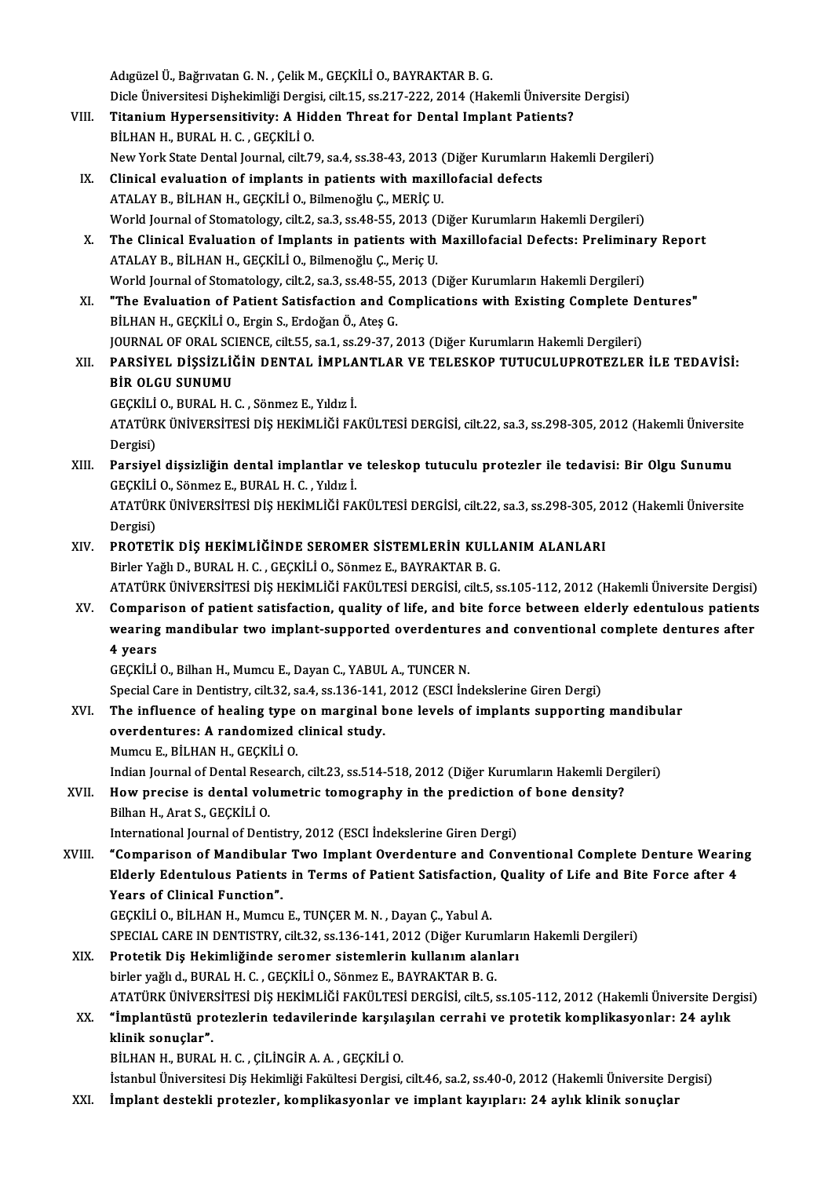Adıgüzel Ü., Bağrıvatan G. N. , Çelik M., GEÇKİLİ O., BAYRAKTAR B. G.
Dicle Üniversitesi Dişhekimliği Dergisi, cilt.15, ss.217-222, 2014 (Hakemli Üniversite Dergisi)

VIII. **Titanium Hypersensitivity: A Hidden Threat for Dental Implant Patients?**
BİLHAN H., BURAL H. C. , GEÇKİLİ O.
New York State Dental Journal, cilt.79, sa.4, ss.38-43, 2013 (Diğer Kurumların Hakemli Dergileri)

IX. **Clinical evaluation of implants in patients with maxillofacial defects**
ATALAY B., BİLHAN H., GEÇKİLİ O., Bilmenoğlu Ç., MERİÇ U.
World Journal of Stomatology, cilt.2, sa.3, ss.48-55, 2013 (Diğer Kurumların Hakemli Dergileri)

X. **The Clinical Evaluation of Implants in patients with Maxillofacial Defects: Preliminary Report**
ATALAY B., BİLHAN H., GEÇKİLİ O., Bilmenoğlu Ç., Meriç U.
World Journal of Stomatology, cilt.2, sa.3, ss.48-55, 2013 (Diğer Kurumların Hakemli Dergileri)

XI. **"The Evaluation of Patient Satisfaction and Complications with Existing Complete Dentures"**
BİLHAN H., GEÇKİLİ O., Ergin S., Erdoğan Ö., Ateş G.
JOURNAL OF ORAL SCIENCE, cilt.55, sa.1, ss.29-37, 2013 (Diğer Kurumların Hakemli Dergileri)

XII. **PARSİYEL DİŞSİZLİĞİN DENTAL İMPLANTLAR VE TELESKOP TUTUCULUPROTEZLER İLE TEDAVİSİ: BİR OLGU SUNUMU**
GEÇKİLİ O., BURAL H. C. , Sönmez E., Yıldız İ.
ATATÜRK ÜNİVERSİTESİ DİŞ HEKİMLİĞİ FAKÜLTESİ DERGİSİ, cilt.22, sa.3, ss.298-305, 2012 (Hakemli Üniversite Dergisi)

XIII. **Parsiyel dişsizliğin dental implantlar ve teleskop tutuculu protezler ile tedavisi: Bir Olgu Sunumu**
GEÇKİLİ O., Sönmez E., BURAL H. C. , Yıldız İ.
ATATÜRK ÜNİVERSİTESİ DİŞ HEKİMLİĞİ FAKÜLTESİ DERGİSİ, cilt.22, sa.3, ss.298-305, 2012 (Hakemli Üniversite Dergisi)

XIV. **PROTETİK DİŞ HEKİMLİĞİNDE SEROMER SİSTEMLERİN KULLANIM ALANLARI**
Birler Yağlı D., BURAL H. C. , GEÇKİLİ O., Sönmez E., BAYRAKTAR B. G.
ATATÜRK ÜNİVERSİTESİ DİŞ HEKİMLİĞİ FAKÜLTESİ DERGİSİ, cilt.5, ss.105-112, 2012 (Hakemli Üniversite Dergisi)

XV. **Comparison of patient satisfaction, quality of life, and bite force between elderly edentulous patients wearing mandibular two implant-supported overdentures and conventional complete dentures after 4 years**
GEÇKİLİ O., Bilhan H., Mumcu E., Dayan C., YABUL A., TUNCER N.
Special Care in Dentistry, cilt.32, sa.4, ss.136-141, 2012 (ESCI İndekslerine Giren Dergi)

XVI. **The influence of healing type on marginal bone levels of implants supporting mandibular overdentures: A randomized clinical study.**
Mumcu E., BİLHAN H., GEÇKİLİ O.
Indian Journal of Dental Research, cilt.23, ss.514-518, 2012 (Diğer Kurumların Hakemli Dergileri)

XVII. **How precise is dental volumetric tomography in the prediction of bone density?**
Bilhan H., Arat S., GEÇKİLİ O.
International Journal of Dentistry, 2012 (ESCI İndekslerine Giren Dergi)

XVIII. **"Comparison of Mandibular Two Implant Overdenture and Conventional Complete Denture Wearing Elderly Edentulous Patients in Terms of Patient Satisfaction, Quality of Life and Bite Force after 4 Years of Clinical Function".**
GEÇKİLİ O., BİLHAN H., Mumcu E., TUNÇER M. N. , Dayan Ç., Yabul A.
SPECIAL CARE IN DENTISTRY, cilt.32, ss.136-141, 2012 (Diğer Kurumların Hakemli Dergileri)

XIX. **Protetik Diş Hekimliğinde seromer sistemlerin kullanım alanları**
birler yağlı d., BURAL H. C. , GEÇKİLİ O., Sönmez E., BAYRAKTAR B. G.
ATATÜRK ÜNİVERSİTESİ DİŞ HEKİMLİĞİ FAKÜLTESİ DERGİSİ, cilt.5, ss.105-112, 2012 (Hakemli Üniversite Dergisi)

XX. **"İmplantüstü protezlerin tedavilerinde karşılaşılan cerrahi ve protetik komplikasyonlar: 24 aylık klinik sonuçlar".**
BİLHAN H., BURAL H. C. , ÇİLİNGİR A. A. , GEÇKİLİ O.
İstanbul Üniversitesi Diş Hekimliği Fakültesi Dergisi, cilt.46, sa.2, ss.40-0, 2012 (Hakemli Üniversite Dergisi)

XXI. **İmplant destekli protezler, komplikasyonlar ve implant kayıpları: 24 aylık klinik sonuçlar**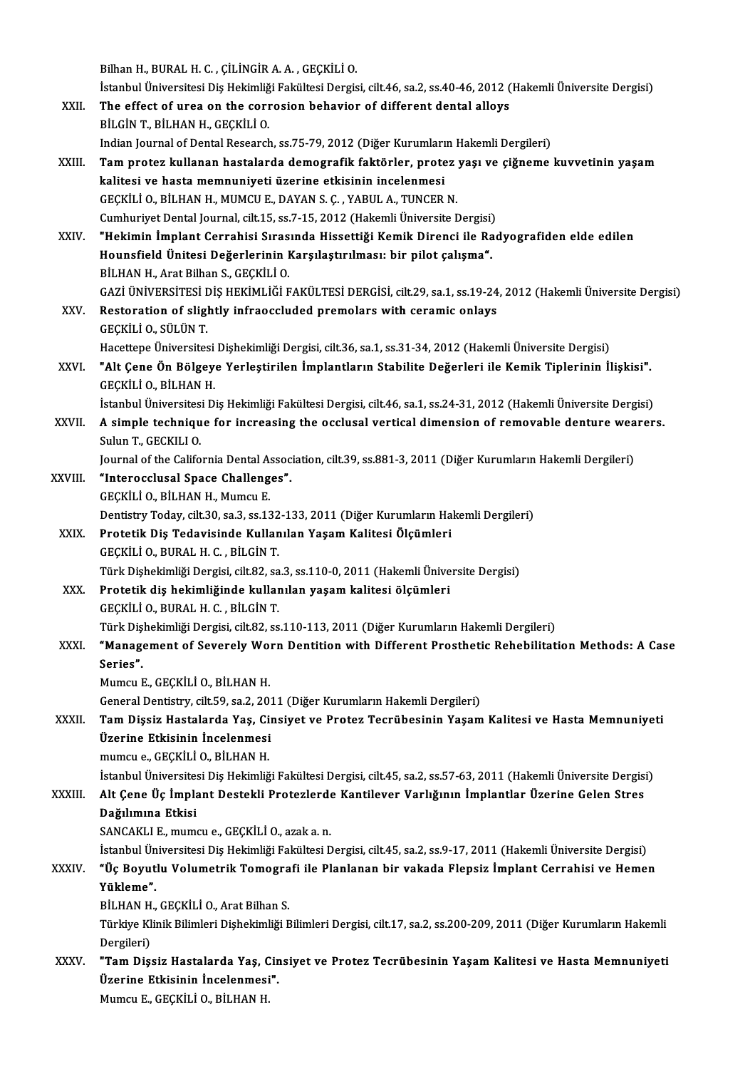Bilhan H., BURAL H. C. , ÇİLİNGİR A. A. , GEÇKİLİ O.

İstanbul Üniversitesi Diş Hekimliği Fakültesi Dergisi, cilt.46, sa.2, ss.40-46, 2012 (Hakemli Üniversite Dergisi)

XXII. **The effect of urea on the corrosion behavior of different dental alloys**

BİLGİN T., BİLHAN H., GEÇKİLİ O.

Indian Journal of Dental Research, ss.75-79, 2012 (Diğer Kurumların Hakemli Dergileri)

XXIII. **Tam protez kullanan hastalarda demografik faktörler, protez yaşı ve çiğneme kuvvetinin yaşam kalitesi ve hasta memnuniyeti üzerine etkisinin incelenmesi**

GEÇKİLİ O., BİLHAN H., MUMCU E., DAYAN S. Ç. , YABUL A., TUNCER N.

Cumhuriyet Dental Journal, cilt.15, ss.7-15, 2012 (Hakemli Üniversite Dergisi)

XXIV. **"Hekimin İmplant Cerrahisi Sırasında Hissettiği Kemik Direnci ile Radyografiden elde edilen Hounsfield Ünitesi Değerlerinin Karşılaştırılması: bir pilot çalışma".**

BİLHAN H., Arat Bilhan S., GEÇKİLİ O.

GAZİ ÜNİVERSİTESİ DİŞ HEKİMLİĞİ FAKÜLTESİ DERGİSİ, cilt.29, sa.1, ss.19-24, 2012 (Hakemli Üniversite Dergisi)

XXV. **Restoration of slightly infraoccluded premolars with ceramic onlays**

GEÇKİLİ O., SÜLÜN T.

Hacettepe Üniversitesi Dişhekimliği Dergisi, cilt.36, sa.1, ss.31-34, 2012 (Hakemli Üniversite Dergisi)

XXVI. **"Alt Çene Ön Bölgeye Yerleştirilen İmplantların Stabilite Değerleri ile Kemik Tiplerinin İlişkisi".**

GEÇKİLİ O., BİLHAN H.

İstanbul Üniversitesi Diş Hekimliği Fakültesi Dergisi, cilt.46, sa.1, ss.24-31, 2012 (Hakemli Üniversite Dergisi)

XXVII. **A simple technique for increasing the occlusal vertical dimension of removable denture wearers.**

Sulun T., GECKILI O.

Journal of the California Dental Association, cilt.39, ss.881-3, 2011 (Diğer Kurumların Hakemli Dergileri)

XXVIII. **"Interocclusal Space Challenges".**

GEÇKİLİ O., BİLHAN H., Mumcu E.

Dentistry Today, cilt.30, sa.3, ss.132-133, 2011 (Diğer Kurumların Hakemli Dergileri)

XXIX. **Protetik Diş Tedavisinde Kullanılan Yaşam Kalitesi Ölçümleri**

GEÇKİLİ O., BURAL H. C. , BİLGİN T.

Türk Dişhekimliği Dergisi, cilt.82, sa.3, ss.110-0, 2011 (Hakemli Üniversite Dergisi)

XXX. **Protetik diş hekimliğinde kullanılan yaşam kalitesi ölçümleri**

GEÇKİLİ O., BURAL H. C. , BİLGİN T.

Türk Dişhekimliği Dergisi, cilt.82, ss.110-113, 2011 (Diğer Kurumların Hakemli Dergileri)

XXXI. **"Management of Severely Worn Dentition with Different Prosthetic Rehabilitation Methods: A Case Series".**

Mumcu E., GEÇKİLİ O., BİLHAN H.

General Dentistry, cilt.59, sa.2, 2011 (Diğer Kurumların Hakemli Dergileri)

XXXII. **Tam Dişsiz Hastalarda Yaş, Cinsiyet ve Protez Tecrübesinin Yaşam Kalitesi ve Hasta Memnuniyeti Üzerine Etkisinin İncelenmesi**

mumcu e., GEÇKİLİ O., BİLHAN H.

İstanbul Üniversitesi Diş Hekimliği Fakültesi Dergisi, cilt.45, sa.2, ss.57-63, 2011 (Hakemli Üniversite Dergisi)

XXXIII. **Alt Çene Üç İmplant Destekli Protezlerde Kantilever Varlığının İmplantlar Üzerine Gelen Stres Dağılımına Etkisi**

SANCAKLI E., mumcu e., GEÇKİLİ O., azak a. n.

İstanbul Üniversitesi Diş Hekimliği Fakültesi Dergisi, cilt.45, sa.2, ss.9-17, 2011 (Hakemli Üniversite Dergisi)

XXXIV. **"Üç Boyutlu Volumetrik Tomografi ile Planlanan bir vakada Flepsiz İmplant Cerrahisi ve Hemen Yükleme".**

BİLHAN H., GEÇKİLİ O., Arat Bilhan S.

Türkiye Klinik Bilimleri Dişhekimliği Bilimleri Dergisi, cilt.17, sa.2, ss.200-209, 2011 (Diğer Kurumların Hakemli Dergileri)

XXXV. **"Tam Dişsiz Hastalarda Yaş, Cinsiyet ve Protez Tecrübesinin Yaşam Kalitesi ve Hasta Memnuniyeti Üzerine Etkisinin İncelenmesi".**

Mumcu E., GEÇKİLİ O., BİLHAN H.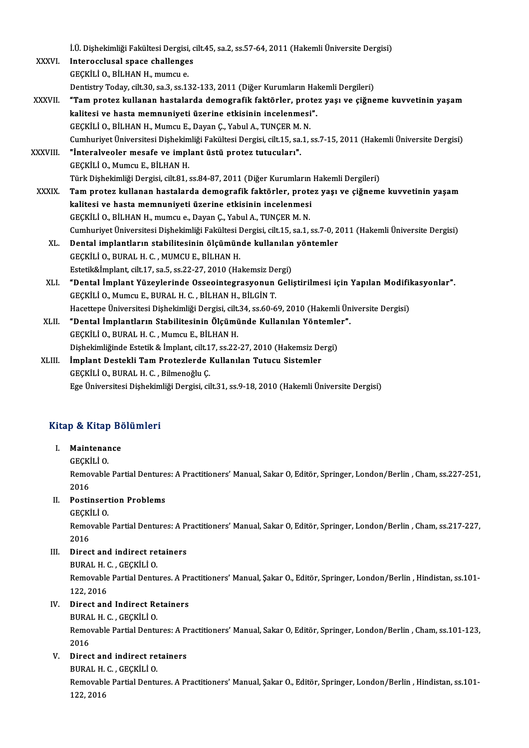İ.Ü. Dişhekimliği Fakültesi Dergisi, cilt.45, sa.2, ss.57-64, 2011 (Hakemli Üniversite Dergisi)

XXXVI. **Interocclusal space challenges**
GEÇKİLİ O., BİLHAN H., mumcu e.
Dentistry Today, cilt.30, sa.3, ss.132-133, 2011 (Diğer Kurumların Hakemli Dergileri)

XXXVII. **"Tam protez kullanan hastalarda demografik faktörler, protez yaşı ve çiğneme kuvvetinin yaşam kalitesi ve hasta memnuniyeti üzerine etkisinin incelenmesi".**
GEÇKİLİ O., BİLHAN H., Mumcu E., Dayan Ç., Yabul A., TUNÇER M. N.
Cumhuriyet Üniversitesi Dişhekimliği Fakültesi Dergisi, cilt.15, sa.1, ss.7-15, 2011 (Hakemli Üniversite Dergisi)

XXXVIII. **"İnteralveoler mesafe ve implant üstü protez tutucuları".**
GEÇKİLİ O., Mumcu E., BİLHAN H.
Türk Dişhekimliği Dergisi, cilt.81, ss.84-87, 2011 (Diğer Kurumların Hakemli Dergileri)

XXXIX. **Tam protez kullanan hastalarda demografik faktörler, protez yaşı ve çiğneme kuvvetinin yaşam kalitesi ve hasta memnuniyeti üzerine etkisinin incelenmesi**
GEÇKİLİ O., BİLHAN H., mumcu e., Dayan Ç., Yabul A., TUNÇER M. N.
Cumhuriyet Üniversitesi Dişhekimliği Fakültesi Dergisi, cilt.15, sa.1, ss.7-0, 2011 (Hakemli Üniversite Dergisi)

XL. **Dental implantların stabilitesinin ölçümünde kullanılan yöntemler**
GEÇKİLİ O., BURAL H. C. , MUMCU E., BİLHAN H.
Estetik&İmplant, cilt.17, sa.5, ss.22-27, 2010 (Hakemsiz Dergi)

XLI. **"Dental İmplant Yüzeylerinde Osseointegrasyonun Geliştirilmesi için Yapılan Modifikasyonlar".**
GEÇKİLİ O., Mumcu E., BURAL H. C. , BİLHAN H., BİLGİN T.
Hacettepe Üniversitesi Dişhekimliği Dergisi, cilt.34, ss.60-69, 2010 (Hakemli Üniversite Dergisi)

XLII. **"Dental İmplantların Stabilitesinin Ölçümünde Kullanılan Yöntemler".**
GEÇKİLİ O., BURAL H. C. , Mumcu E., BİLHAN H.
Dişhekimliğinde Estetik & İmplant, cilt.17, ss.22-27, 2010 (Hakemsiz Dergi)

XLIII. **İmplant Destekli Tam Protezlerde Kullanılan Tutucu Sistemler**
GEÇKİLİ O., BURAL H. C. , Bilmenoğlu Ç.
Ege Üniversitesi Dişhekimliği Dergisi, cilt.31, ss.9-18, 2010 (Hakemli Üniversite Dergisi)

## Kitap & Kitap Bölümleri

I. **Maintenance**
GEÇKİLİ O.
Removable Partial Dentures: A Practitioners' Manual, Sakar O, Editör, Springer, London/Berlin , Cham, ss.227-251, 2016

II. **Postinsertion Problems**
GEÇKİLİ O.
Removable Partial Dentures: A Practitioners' Manual, Sakar O, Editör, Springer, London/Berlin , Cham, ss.217-227, 2016

III. **Direct and indirect retainers**
BURAL H. C. , GEÇKİLİ O.
Removable Partial Dentures. A Practitioners' Manual, Şakar O., Editör, Springer, London/Berlin , Hindistan, ss.101-122, 2016

IV. **Direct and Indirect Retainers**
BURAL H. C. , GEÇKİLİ O.
Removable Partial Dentures: A Practitioners' Manual, Sakar O, Editör, Springer, London/Berlin , Cham, ss.101-123, 2016

V. **Direct and indirect retainers**
BURAL H. C. , GEÇKİLİ O.
Removable Partial Dentures. A Practitioners' Manual, Şakar O., Editör, Springer, London/Berlin , Hindistan, ss.101-122, 2016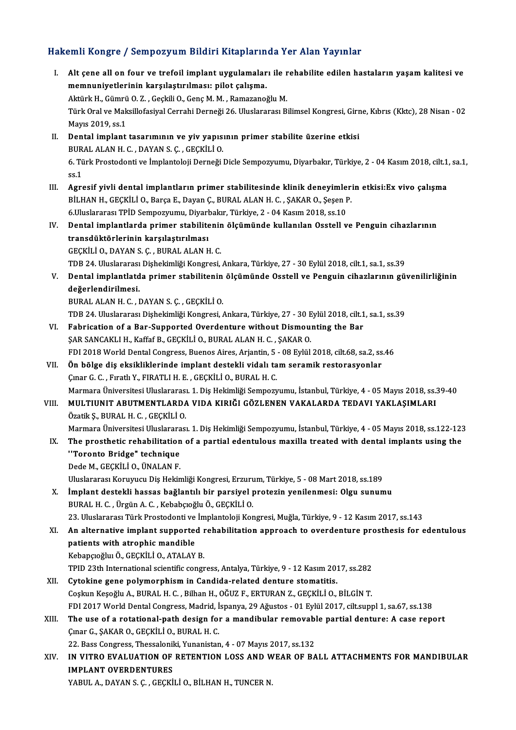## Hakemli Kongre / Sempozyum Bildiri Kitaplarında Yer Alan Yayınlar

I. **Alt çene all on four ve trefoil implant uygulamaları ile rehabilite edilen hastaların yaşam kalitesi ve memnuniyetlerinin karşılaştırılması: pilot çalışma.**
Aktürk H., Gümrü O. Z. , Geçkili O., Genç M. M. , Ramazanoğlu M.
Türk Oral ve Maksillofasiyal Cerrahi Derneği 26. Uluslararası Bilimsel Kongresi, Girne, Kıbrıs (Kktc), 28 Nisan - 02 Mayıs 2019, ss.1

II. **Dental implant tasarımının ve yiv yapısının primer stabilite üzerine etkisi**
BURAL ALAN H. C. , DAYAN S. Ç. , GEÇKİLİ O.
6. Türk Prostodonti ve İmplantoloji Derneği Dicle Sempozyumu, Diyarbakır, Türkiye, 2 - 04 Kasım 2018, cilt.1, sa.1, ss.1

III. **Agresif yivli dental implantların primer stabilitesinde klinik deneyimlerin etkisi:Ex vivo çalışma**
BİLHAN H., GEÇKİLİ O., Barça E., Dayan Ç., BURAL ALAN H. C. , ŞAKAR O., Şeşen P.
6.Uluslararası TPİD Sempozyumu, Diyarbakır, Türkiye, 2 - 04 Kasım 2018, ss.10

IV. **Dental implantlarda primer stabilitenin ölçümünde kullanılan Osstell ve Penguin cihazlarının transdüktörlerinin karşılaştırılması**
GEÇKİLİ O., DAYAN S. Ç. , BURAL ALAN H. C.
TDB 24. Uluslararası Dişhekimliği Kongresi, Ankara, Türkiye, 27 - 30 Eylül 2018, cilt.1, sa.1, ss.39

V. **Dental implantlatda primer stabilitenin ölçümünde Osstell ve Penguin cihazlarının güvenilirliğinin değerlendirilmesi.**
BURAL ALAN H. C. , DAYAN S. Ç. , GEÇKİLİ O.
TDB 24. Uluslararası Dişhekimliği Kongresi, Ankara, Türkiye, 27 - 30 Eylül 2018, cilt.1, sa.1, ss.39

VI. **Fabrication of a Bar-Supported Overdenture without Dismounting the Bar**
ŞAR SANCAKLI H., Kaffaf B., GEÇKİLİ O., BURAL ALAN H. C. , ŞAKAR O.
FDI 2018 World Dental Congress, Buenos Aires, Arjantin, 5 - 08 Eylül 2018, cilt.68, sa.2, ss.46

VII. **Ön bölge diş eksikliklerinde implant destekli vidalı tam seramik restorasyonlar**
Çınar G. C. , Fıratlı Y., FIRATLI H. E. , GEÇKİLİ O., BURAL H. C.
Marmara Üniversitesi Uluslararası. 1. Diş Hekimliği Sempozyumu, İstanbul, Türkiye, 4 - 05 Mayıs 2018, ss.39-40

VIII. **MULTIUNIT ABUTMENTLARDA VIDA KIRIĞI GÖZLENEN VAKALARDA TEDAVI YAKLAŞIMLARI**
Özatik Ş., BURAL H. C. , GEÇKİLİ O.
Marmara Üniversitesi Uluslararası. 1. Diş Hekimliği Sempozyumu, İstanbul, Türkiye, 4 - 05 Mayıs 2018, ss.122-123

IX. **The prosthetic rehabilitation of a partial edentulous maxilla treated with dental implants using the "Toronto Bridge" technique**
Dede M., GEÇKİLİ O., ÜNALAN F.
Uluslararası Koruyucu Diş Hekimliği Kongresi, Erzurum, Türkiye, 5 - 08 Mart 2018, ss.189

X. **İmplant destekli hassas bağlantılı bir parsiyel protezin yenilenmesi: Olgu sunumu**
BURAL H. C. , Ürgün A. C. , Kebabçıoğlu Ö., GEÇKİLİ O.
23. Uluslararası Türk Prostodonti ve İmplantoloji Kongresi, Muğla, Türkiye, 9 - 12 Kasım 2017, ss.143

XI. **An alternative implant supported rehabilitation approach to overdenture prosthesis for edentulous patients with atrophic mandible**
Kebapçıoğlu Ö., GEÇKİLİ O., ATALAY B.
TPID 23th International scientific congress, Antalya, Türkiye, 9 - 12 Kasım 2017, ss.282

XII. **Cytokine gene polymorphism in Candida-related denture stomatitis.**
Coşkun Keşoğlu A., BURAL H. C. , Bilhan H., OĞUZ F., ERTURAN Z., GEÇKİLİ O., BİLGİN T.
FDI 2017 World Dental Congress, Madrid, İspanya, 29 Ağustos - 01 Eylül 2017, cilt.suppl 1, sa.67, ss.138

XIII. **The use of a rotational-path design for a mandibular removable partial denture: A case report**
Çınar G., ŞAKAR O., GEÇKİLİ O., BURAL H. C.
22. Bass Congress, Thessaloniki, Yunanistan, 4 - 07 Mayıs 2017, ss.132

XIV. **IN VITRO EVALUATION OF RETENTION LOSS AND WEAR OF BALL ATTACHMENTS FOR MANDIBULAR IMPLANT OVERDENTURES**
YABUL A., DAYAN S. Ç. , GEÇKİLİ O., BİLHAN H., TUNCER N.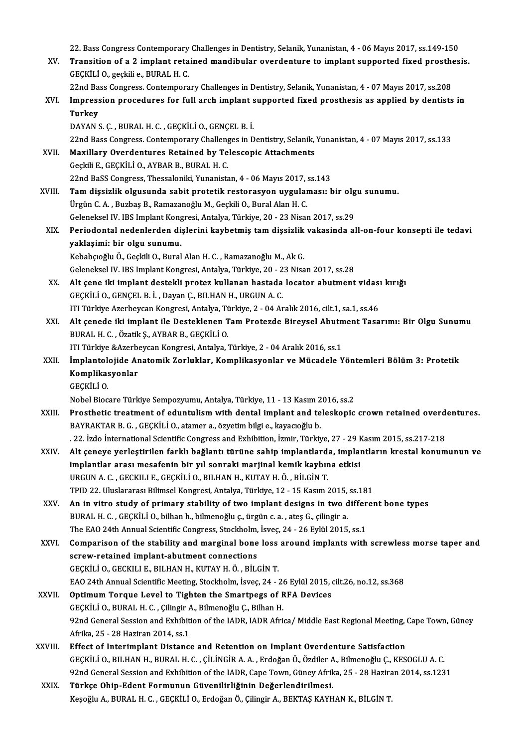22. Bass Congress Contemporary Challenges in Dentistry, Selanik, Yunanistan, 4 - 06 Mayıs 2017, ss.149-150

XV. **Transition of a 2 implant retained mandibular overdenture to implant supported fixed prosthesis.**
GEÇKİLİ O., geçkili e., BURAL H. C.
22nd Bass Congress. Contemporary Challenges in Dentistry, Selanik, Yunanistan, 4 - 07 Mayıs 2017, ss.208

XVI. **Impression procedures for full arch implant supported fixed prosthesis as applied by dentists in Turkey**
DAYAN S. Ç. , BURAL H. C. , GEÇKİLİ O., GENÇEL B. İ.
22nd Bass Congress. Contemporary Challenges in Dentistry, Selanik, Yunanistan, 4 - 07 Mayıs 2017, ss.133

XVII. **Maxillary Overdentures Retained by Telescopic Attachments**
Geçkili E., GEÇKİLİ O., AYBAR B., BURAL H. C.
22nd BaSS Congress, Thessaloniki, Yunanistan, 4 - 06 Mayıs 2017, ss.143

XVIII. **Tam dişsizlik olgusunda sabit protetik restorasyon uygulaması: bir olgu sunumu.**
Ürgün C. A. , Buzbaş B., Ramazanoğlu M., Geçkili O., Bural Alan H. C.
Geleneksel IV. IBS Implant Kongresi, Antalya, Türkiye, 20 - 23 Nisan 2017, ss.29

XIX. **Periodontal nedenlerden dişlerini kaybetmiş tam dişsizlik vakasinda all-on-four konsepti ile tedavi yaklaşimi: bir olgu sunumu.**
Kebabçıoğlu Ö., Geçkili O., Bural Alan H. C. , Ramazanoğlu M., Ak G.
Geleneksel IV. IBS Implant Kongresi, Antalya, Türkiye, 20 - 23 Nisan 2017, ss.28

XX. **Alt çene iki implant destekli protez kullanan hastada locator abutment vidası kırığı**
GEÇKİLİ O., GENÇEL B. İ. , Dayan Ç., BILHAN H., URGUN A. C.
ITI Türkiye Azerbeycan Kongresi, Antalya, Türkiye, 2 - 04 Aralık 2016, cilt.1, sa.1, ss.46

XXI. **Alt çenede iki implant ile Desteklenen Tam Protezde Bireysel Abutment Tasarımı: Bir Olgu Sunumu**
BURAL H. C. , Özatik Ş., AYBAR B., GEÇKİLİ O.
ITI Türkiye &Azerbeycan Kongresi, Antalya, Türkiye, 2 - 04 Aralık 2016, ss.1

XXII. **İmplantolojide Anatomik Zorluklar, Komplikasyonlar ve Mücadele Yöntemleri Bölüm 3: Protetik Komplikasyonlar**
GEÇKİLİ O.
Nobel Biocare Türkiye Sempozyumu, Antalya, Türkiye, 11 - 13 Kasım 2016, ss.2

XXIII. **Prosthetic treatment of eduntulism with dental implant and teleskopic crown retained overdentures.**
BAYRAKTAR B. G. , GEÇKİLİ O., atamer a., özyetim bilgi e., kayacıoğlu b.
. 22. İzdo İnternational Scientific Congress and Exhibition, İzmir, Türkiye, 27 - 29 Kasım 2015, ss.217-218

XXIV. **Alt çeneye yerleştirilen farklı bağlantı türüne sahip implantlarda, implantların krestal konumunun ve implantlar arası mesafenin bir yıl sonraki marjinal kemik kaybına etkisi**
URGUN A. C. , GECKILI E., GEÇKİLİ O., BILHAN H., KUTAY H. Ö. , BİLGİN T.
TPID 22. Uluslararası Bilimsel Kongresi, Antalya, Türkiye, 12 - 15 Kasım 2015, ss.181

XXV. **An in vitro study of primary stability of two implant designs in two different bone types**
BURAL H. C. , GEÇKİLİ O., bilhan h., bilmenoğlu ç., ürgün c. a. , ateş G., çilingir a.
The EAO 24th Annual Scientific Congress, Stockholm, İsveç, 24 - 26 Eylül 2015, ss.1

XXVI. **Comparison of the stability and marginal bone loss around implants with screwless morse taper and screw-retained implant-abutment connections**
GEÇKİLİ O., GECKILI E., BILHAN H., KUTAY H. Ö. , BİLGİN T.
EAO 24th Annual Scientific Meeting, Stockholm, İsveç, 24 - 26 Eylül 2015, cilt.26, no.12, ss.368

XXVII. **Optimum Torque Level to Tighten the Smartpegs of RFA Devices**
GEÇKİLİ O., BURAL H. C. , Çilingir A., Bilmenoğlu Ç., Bilhan H.
92nd General Session and Exhibition of the IADR, IADR Africa/ Middle East Regional Meeting, Cape Town, Güney Afrika, 25 - 28 Haziran 2014, ss.1

XXVIII. **Effect of Interimplant Distance and Retention on Implant Overdenture Satisfaction**
GEÇKİLİ O., BILHAN H., BURAL H. C. , ÇİLİNGİR A. A. , Erdoğan Ö., Özdiler A., Bilmenoğlu Ç., KESOGLU A. C.
92nd General Session and Exhibition of the IADR, Cape Town, Güney Afrika, 25 - 28 Haziran 2014, ss.1231

XXIX. **Türkçe Ohip-Edent Formunun Güvenilirliğinin Değerlendirilmesi.**
Keşoğlu A., BURAL H. C. , GEÇKİLİ O., Erdoğan Ö., Çilingir A., BEKTAŞ KAYHAN K., BİLGİN T.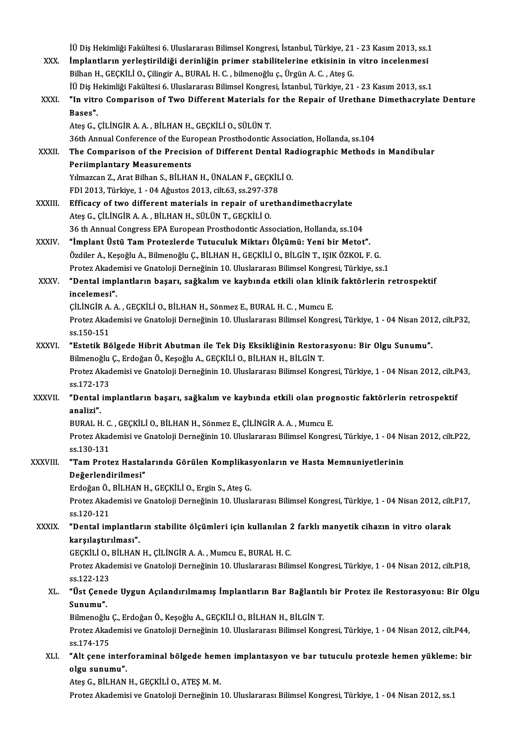İÜ Diş Hekimliği Fakültesi 6. Uluslararası Bilimsel Kongresi, İstanbul, Türkiye, 21 - 23 Kasım 2013, ss.1

XXX. **İmplantların yerleştirildiği derinliğin primer stabilitelerine etkisinin in vitro incelenmesi**
Bilhan H., GEÇKİLİ O., Çilingir A., BURAL H. C. , bilmenoğlu ç., Ürgün A. C. , Ateş G.
İÜ Diş Hekimliği Fakültesi 6. Uluslararası Bilimsel Kongresi, İstanbul, Türkiye, 21 - 23 Kasım 2013, ss.1

XXXI. **"In vitro Comparison of Two Different Materials for the Repair of Urethane Dimethacrylate Denture Bases".**
Ateş G., ÇİLİNGİR A. A. , BİLHAN H., GEÇKİLİ O., SÜLÜN T.
36th Annual Conference of the European Prosthodontic Association, Hollanda, ss.104

XXXII. **The Comparison of the Precision of Different Dental Radiographic Methods in Mandibular Periimplantary Measurements**
Yılmazcan Z., Arat Bilhan S., BİLHAN H., ÜNALAN F., GEÇKİLİ O.
FDI 2013, Türkiye, 1 - 04 Ağustos 2013, cilt.63, ss.297-378

XXXIII. **Efficacy of two different materials in repair of urethandimethacrylate**
Ateş G., ÇİLİNGİR A. A. , BİLHAN H., SÜLÜN T., GEÇKİLİ O.
36 th Annual Congress EPA European Prosthodontic Association, Hollanda, ss.104

XXXIV. **"İmplant Üstü Tam Protezlerde Tutuculuk Miktarı Ölçümü: Yeni bir Metot".**
Özdiler A., Keşoğlu A., Bilmenoğlu Ç., BİLHAN H., GEÇKİLİ O., BİLGİN T., IŞIK ÖZKOL F. G.
Protez Akademisi ve Gnatoloji Derneğinin 10. Uluslararası Bilimsel Kongresi, Türkiye, ss.1

XXXV. **"Dental implantların başarı, sağkalım ve kaybında etkili olan klinik faktörlerin retrospektif incelemesi".**
ÇİLİNGİR A. A. , GEÇKİLİ O., BİLHAN H., Sönmez E., BURAL H. C. , Mumcu E.
Protez Akademisi ve Gnatoloji Derneğinin 10. Uluslararası Bilimsel Kongresi, Türkiye, 1 - 04 Nisan 2012, cilt.P32, ss.150-151

XXXVI. **"Estetik Bölgede Hibrit Abutman ile Tek Diş Eksikliğinin Restorasyonu: Bir Olgu Sunumu".**
Bilmenoğlu Ç., Erdoğan Ö., Keşoğlu A., GEÇKİLİ O., BİLHAN H., BİLGİN T.
Protez Akademisi ve Gnatoloji Derneğinin 10. Uluslararası Bilimsel Kongresi, Türkiye, 1 - 04 Nisan 2012, cilt.P43, ss.172-173

XXXVII. **"Dental implantların başarı, sağkalım ve kaybında etkili olan prognostic faktörlerin retrospektif analizi".**
BURAL H. C. , GEÇKİLİ O., BİLHAN H., Sönmez E., ÇİLİNGİR A. A. , Mumcu E.
Protez Akademisi ve Gnatoloji Derneğinin 10. Uluslararası Bilimsel Kongresi, Türkiye, 1 - 04 Nisan 2012, cilt.P22, ss.130-131

XXXVIII. **"Tam Protez Hastalarında Görülen Komplikasyonların ve Hasta Memnuniyetlerinin Değerlendirilmesi"**
Erdoğan Ö., BİLHAN H., GEÇKİLİ O., Ergin S., Ateş G.
Protez Akademisi ve Gnatoloji Derneğinin 10. Uluslararası Bilimsel Kongresi, Türkiye, 1 - 04 Nisan 2012, cilt.P17, ss.120-121

XXXIX. **"Dental implantların stabilite ölçümleri için kullanılan 2 farklı manyetik cihazın in vitro olarak karşılaştırılması".**
GEÇKİLİ O., BİLHAN H., ÇİLİNGİR A. A. , Mumcu E., BURAL H. C.
Protez Akademisi ve Gnatoloji Derneğinin 10. Uluslararası Bilimsel Kongresi, Türkiye, 1 - 04 Nisan 2012, cilt.P18, ss.122-123

XL. **"Üst Çenede Uygun Açılandırılmamış İmplantların Bar Bağlantılı bir Protez ile Restorasyonu: Bir Olgu Sunumu".**
Bilmenoğlu Ç., Erdoğan Ö., Keşoğlu A., GEÇKİLİ O., BİLHAN H., BİLGİN T.
Protez Akademisi ve Gnatoloji Derneğinin 10. Uluslararası Bilimsel Kongresi, Türkiye, 1 - 04 Nisan 2012, cilt.P44, ss.174-175

XLI. **"Alt çene interforaminal bölgede hemen implantasyon ve bar tutuculu protezle hemen yükleme: bir olgu sunumu".**
Ateş G., BİLHAN H., GEÇKİLİ O., ATEŞ M. M.
Protez Akademisi ve Gnatoloji Derneğinin 10. Uluslararası Bilimsel Kongresi, Türkiye, 1 - 04 Nisan 2012, ss.1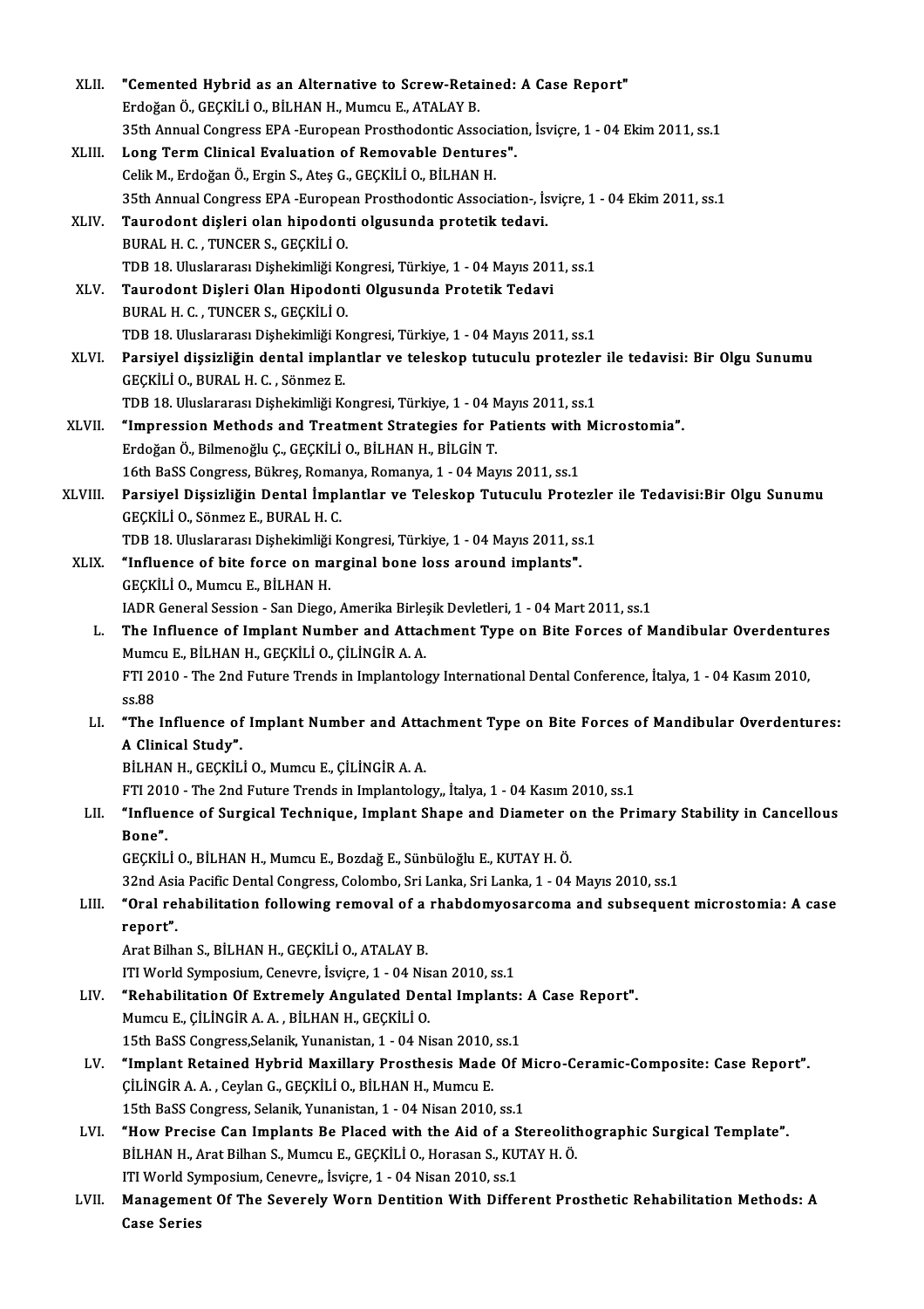XLII. **"Cemented Hybrid as an Alternative to Screw-Retained: A Case Report"**
Erdoğan Ö., GEÇKİLİ O., BİLHAN H., Mumcu E., ATALAY B.
35th Annual Congress EPA -European Prosthodontic Association, İsviçre, 1 - 04 Ekim 2011, ss.1

XLIII. **Long Term Clinical Evaluation of Removable Dentures".**
Celik M., Erdoğan Ö., Ergin S., Ateş G., GEÇKİLİ O., BİLHAN H.
35th Annual Congress EPA -European Prosthodontic Association-, İsviçre, 1 - 04 Ekim 2011, ss.1

XLIV. **Taurodont dişleri olan hipodonti olgusunda protetik tedavi.**
BURAL H. C. , TUNCER S., GEÇKİLİ O.
TDB 18. Uluslararası Dişhekimliği Kongresi, Türkiye, 1 - 04 Mayıs 2011, ss.1

XLV. **Taurodont Dişleri Olan Hipodonti Olgusunda Protetik Tedavi**
BURAL H. C. , TUNCER S., GEÇKİLİ O.
TDB 18. Uluslararası Dişhekimliği Kongresi, Türkiye, 1 - 04 Mayıs 2011, ss.1

XLVI. **Parsiyel dişsizliğin dental implantlar ve teleskop tutuculu protezler ile tedavisi: Bir Olgu Sunumu**
GEÇKİLİ O., BURAL H. C. , Sönmez E.
TDB 18. Uluslararası Dişhekimliği Kongresi, Türkiye, 1 - 04 Mayıs 2011, ss.1

XLVII. **"Impression Methods and Treatment Strategies for Patients with Microstomia".**
Erdoğan Ö., Bilmenoğlu Ç., GEÇKİLİ O., BİLHAN H., BİLGİN T.
16th BaSS Congress, Bükreş, Romanya, Romanya, 1 - 04 Mayıs 2011, ss.1

XLVIII. **Parsiyel Dişsizliğin Dental İmplantlar ve Teleskop Tutuculu Protezler ile Tedavisi:Bir Olgu Sunumu**
GEÇKİLİ O., Sönmez E., BURAL H. C.
TDB 18. Uluslararası Dişhekimliği Kongresi, Türkiye, 1 - 04 Mayıs 2011, ss.1

XLIX. **"Influence of bite force on marginal bone loss around implants".**
GEÇKİLİ O., Mumcu E., BİLHAN H.
IADR General Session - San Diego, Amerika Birleşik Devletleri, 1 - 04 Mart 2011, ss.1

L. **The Influence of Implant Number and Attachment Type on Bite Forces of Mandibular Overdentures**
Mumcu E., BİLHAN H., GEÇKİLİ O., ÇİLİNGİR A. A.
FTI 2010 - The 2nd Future Trends in Implantology International Dental Conference, İtalya, 1 - 04 Kasım 2010, ss.88

LI. **"The Influence of Implant Number and Attachment Type on Bite Forces of Mandibular Overdentures: A Clinical Study".**
BİLHAN H., GEÇKİLİ O., Mumcu E., ÇİLİNGİR A. A.
FTI 2010 - The 2nd Future Trends in Implantology,, İtalya, 1 - 04 Kasım 2010, ss.1

LII. **"Influence of Surgical Technique, Implant Shape and Diameter on the Primary Stability in Cancellous Bone".**
GEÇKİLİ O., BİLHAN H., Mumcu E., Bozdağ E., Sünbüloğlu E., KUTAY H. Ö.
32nd Asia Pacific Dental Congress, Colombo, Sri Lanka, Sri Lanka, 1 - 04 Mayıs 2010, ss.1

LIII. **"Oral rehabilitation following removal of a rhabdomyosarcoma and subsequent microstomia: A case report".**
Arat Bilhan S., BİLHAN H., GEÇKİLİ O., ATALAY B.
ITI World Symposium, Cenevre, İsviçre, 1 - 04 Nisan 2010, ss.1

LIV. **"Rehabilitation Of Extremely Angulated Dental Implants: A Case Report".**
Mumcu E., ÇİLİNGİR A. A. , BİLHAN H., GEÇKİLİ O.
15th BaSS Congress,Selanik, Yunanistan, 1 - 04 Nisan 2010, ss.1

LV. **"Implant Retained Hybrid Maxillary Prosthesis Made Of Micro-Ceramic-Composite: Case Report".**
ÇİLİNGİR A. A. , Ceylan G., GEÇKİLİ O., BİLHAN H., Mumcu E.
15th BaSS Congress, Selanik, Yunanistan, 1 - 04 Nisan 2010, ss.1

LVI. **"How Precise Can Implants Be Placed with the Aid of a Stereolithographic Surgical Template".**
BİLHAN H., Arat Bilhan S., Mumcu E., GEÇKİLİ O., Horasan S., KUTAY H. Ö.
ITI World Symposium, Cenevre,, İsviçre, 1 - 04 Nisan 2010, ss.1

LVII. **Management Of The Severely Worn Dentition With Different Prosthetic Rehabilitation Methods: A Case Series**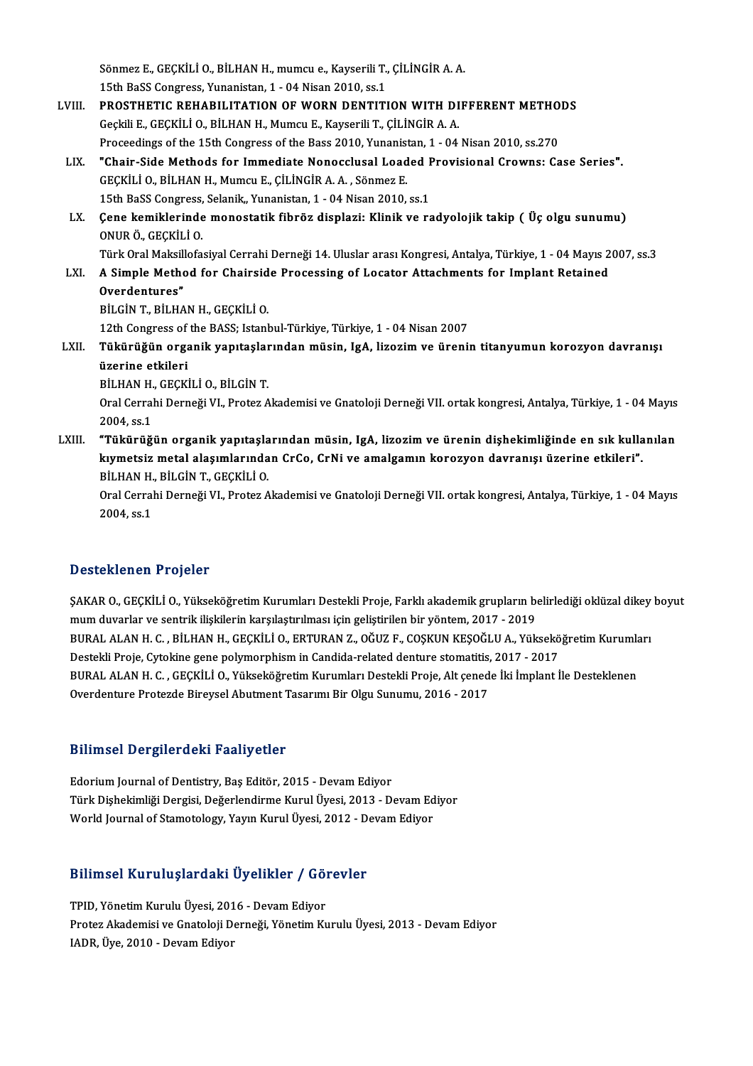Sönmez E., GEÇKİLİ O., BİLHAN H., mumcu e., Kayserili T., ÇİLİNGİR A. A.
15th BaSS Congress, Yunanistan, 1 - 04 Nisan 2010, ss.1

LVIII. **PROSTHETIC REHABILITATION OF WORN DENTITION WITH DIFFERENT METHODS**
Geçkili E., GEÇKİLİ O., BİLHAN H., Mumcu E., Kayserili T., ÇİLİNGİR A. A.
Proceedings of the 15th Congress of the Bass 2010, Yunanistan, 1 - 04 Nisan 2010, ss.270

LIX. **"Chair-Side Methods for Immediate Nonocclusal Loaded Provisional Crowns: Case Series".**
GEÇKİLİ O., BİLHAN H., Mumcu E., ÇİLİNGİR A. A. , Sönmez E.
15th BaSS Congress, Selanik,, Yunanistan, 1 - 04 Nisan 2010, ss.1

LX. **Çene kemiklerinde monostatik fibröz displazi: Klinik ve radyolojik takip ( Üç olgu sunumu)**
ONUR Ö., GEÇKİLİ O.
Türk Oral Maksillofasiyal Cerrahi Derneği 14. Uluslar arası Kongresi, Antalya, Türkiye, 1 - 04 Mayıs 2007, ss.3

LXI. **A Simple Method for Chairside Processing of Locator Attachments for Implant Retained Overdentures"**
BİLGİN T., BİLHAN H., GEÇKİLİ O.
12th Congress of the BASS; Istanbul-Türkiye, Türkiye, 1 - 04 Nisan 2007

LXII. **Tükürüğün organik yapıtaşlarından müsin, IgA, lizozim ve ürenin titanyumun korozyon davranışı üzerine etkileri**
BİLHAN H., GEÇKİLİ O., BİLGİN T.
Oral Cerrahi Derneği VI., Protez Akademisi ve Gnatoloji Derneği VII. ortak kongresi, Antalya, Türkiye, 1 - 04 Mayıs 2004, ss.1

LXIII. **"Tükürüğün organik yapıtaşlarından müsin, IgA, lizozim ve ürenin dişhekimliğinde en sık kullanılan kıymetsiz metal alaşımlarından CrCo, CrNi ve amalgamın korozyon davranışı üzerine etkileri".**
BİLHAN H., BİLGİN T., GEÇKİLİ O.
Oral Cerrahi Derneği VI., Protez Akademisi ve Gnatoloji Derneği VII. ortak kongresi, Antalya, Türkiye, 1 - 04 Mayıs 2004, ss.1

## Desteklenen Projeler

ŞAKAR O., GEÇKİLİ O., Yükseköğretim Kurumları Destekli Proje, Farklı akademik grupların belirlediği oklüzal dikey boyut mum duvarlar ve sentrik ilişkilerin karşılaştırılması için geliştirilen bir yöntem, 2017 - 2019

BURAL ALAN H. C. , BİLHAN H., GEÇKİLİ O., ERTURAN Z., OĞUZ F., COŞKUN KEŞOĞLU A., Yükseköğretim Kurumları Destekli Proje, Cytokine gene polymorphism in Candida-related denture stomatitis, 2017 - 2017

BURAL ALAN H. C. , GEÇKİLİ O., Yükseköğretim Kurumları Destekli Proje, Alt çenede İki İmplant İle Desteklenen Overdenture Protezde Bireysel Abutment Tasarımı Bir Olgu Sunumu, 2016 - 2017

## Bilimsel Dergilerdeki Faaliyetler

Edorium Journal of Dentistry, Baş Editör, 2015 - Devam Ediyor
Türk Dişhekimliği Dergisi, Değerlendirme Kurul Üyesi, 2013 - Devam Ediyor
World Journal of Stamotology, Yayın Kurul Üyesi, 2012 - Devam Ediyor

## Bilimsel Kuruluşlardaki Üyelikler / Görevler

TPID, Yönetim Kurulu Üyesi, 2016 - Devam Ediyor
Protez Akademisi ve Gnatoloji Derneği, Yönetim Kurulu Üyesi, 2013 - Devam Ediyor
IADR, Üye, 2010 - Devam Ediyor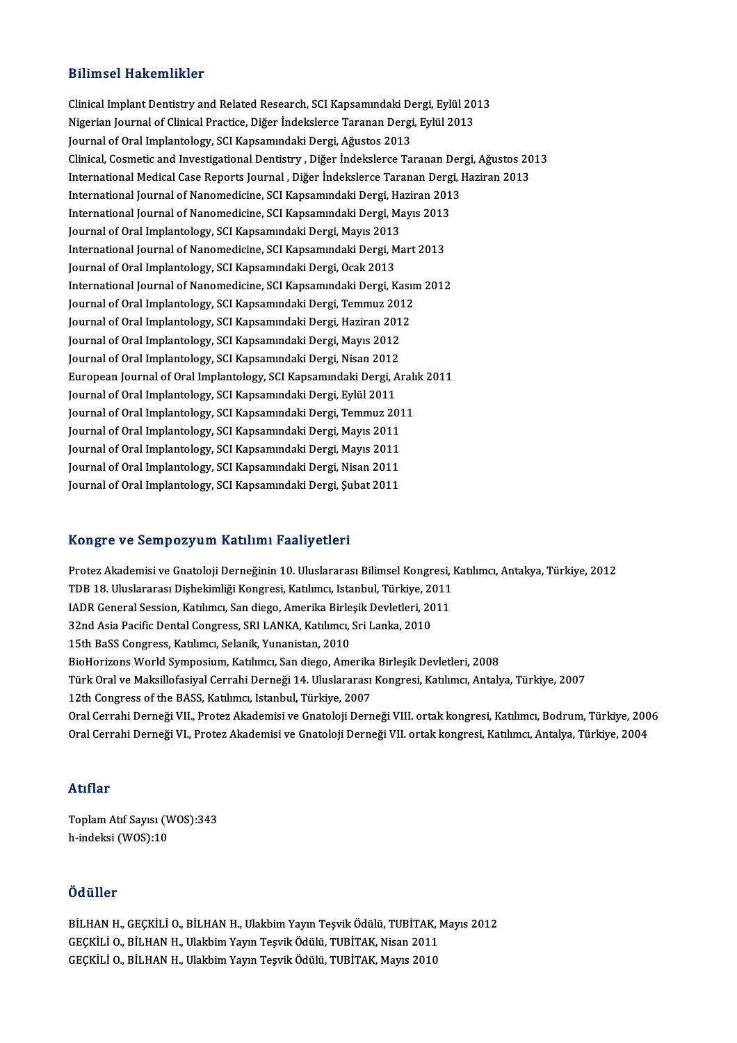## Bilimsel Hakemlikler

Clinical Implant Dentistry and Related Research, SCI Kapsamındaki Dergi, Eylül 2013
Nigerian Journal of Clinical Practice, Diğer İndekslerce Taranan Dergi, Eylül 2013
Journal of Oral Implantology, SCI Kapsamındaki Dergi, Ağustos 2013
Clinical, Cosmetic and Investigational Dentistry , Diğer İndekslerce Taranan Dergi, Ağustos 2013
International Medical Case Reports Journal , Diğer İndekslerce Taranan Dergi, Haziran 2013
International Journal of Nanomedicine, SCI Kapsamındaki Dergi, Haziran 2013
International Journal of Nanomedicine, SCI Kapsamındaki Dergi, Mayıs 2013
Journal of Oral Implantology, SCI Kapsamındaki Dergi, Mayıs 2013
International Journal of Nanomedicine, SCI Kapsamındaki Dergi, Mart 2013
Journal of Oral Implantology, SCI Kapsamındaki Dergi, Ocak 2013
International Journal of Nanomedicine, SCI Kapsamındaki Dergi, Kasım 2012
Journal of Oral Implantology, SCI Kapsamındaki Dergi, Temmuz 2012
Journal of Oral Implantology, SCI Kapsamındaki Dergi, Haziran 2012
Journal of Oral Implantology, SCI Kapsamındaki Dergi, Mayıs 2012
Journal of Oral Implantology, SCI Kapsamındaki Dergi, Nisan 2012
European Journal of Oral Implantology, SCI Kapsamındaki Dergi, Aralık 2011
Journal of Oral Implantology, SCI Kapsamındaki Dergi, Eylül 2011
Journal of Oral Implantology, SCI Kapsamındaki Dergi, Temmuz 2011
Journal of Oral Implantology, SCI Kapsamındaki Dergi, Mayıs 2011
Journal of Oral Implantology, SCI Kapsamındaki Dergi, Mayıs 2011
Journal of Oral Implantology, SCI Kapsamındaki Dergi, Nisan 2011
Journal of Oral Implantology, SCI Kapsamındaki Dergi, Şubat 2011

## Kongre ve Sempozyum Katılımı Faaliyetleri

Protez Akademisi ve Gnatoloji Derneğinin 10. Uluslararası Bilimsel Kongresi, Katılımcı, Antakya, Türkiye, 2012
TDB 18. Uluslararası Dişhekimliği Kongresi, Katılımcı, Istanbul, Türkiye, 2011
IADR General Session, Katılımcı, San diego, Amerika Birleşik Devletleri, 2011
32nd Asia Pacific Dental Congress, SRI LANKA, Katılımcı, Sri Lanka, 2010
15th BaSS Congress, Katılımcı, Selanik, Yunanistan, 2010
BioHorizons World Symposium, Katılımcı, San diego, Amerika Birleşik Devletleri, 2008
Türk Oral ve Maksillofasiyal Cerrahi Derneği 14. Uluslararası Kongresi, Katılımcı, Antalya, Türkiye, 2007
12th Congress of the BASS, Katılımcı, Istanbul, Türkiye, 2007
Oral Cerrahi Derneği VII., Protez Akademisi ve Gnatoloji Derneği VIII. ortak kongresi, Katılımcı, Bodrum, Türkiye, 2006
Oral Cerrahi Derneği VI., Protez Akademisi ve Gnatoloji Derneği VII. ortak kongresi, Katılımcı, Antalya, Türkiye, 2004

## Atıflar

Toplam Atıf Sayısı (WOS):343
h-indeksi (WOS):10

## Ödüller

BİLHAN H., GEÇKİLİ O., BİLHAN H., Ulakbim Yayın Teşvik Ödülü, TUBİTAK, Mayıs 2012
GEÇKİLİ O., BİLHAN H., Ulakbim Yayın Teşvik Ödülü, TUBİTAK, Nisan 2011
GEÇKİLİ O., BİLHAN H., Ulakbim Yayın Teşvik Ödülü, TUBİTAK, Mayıs 2010